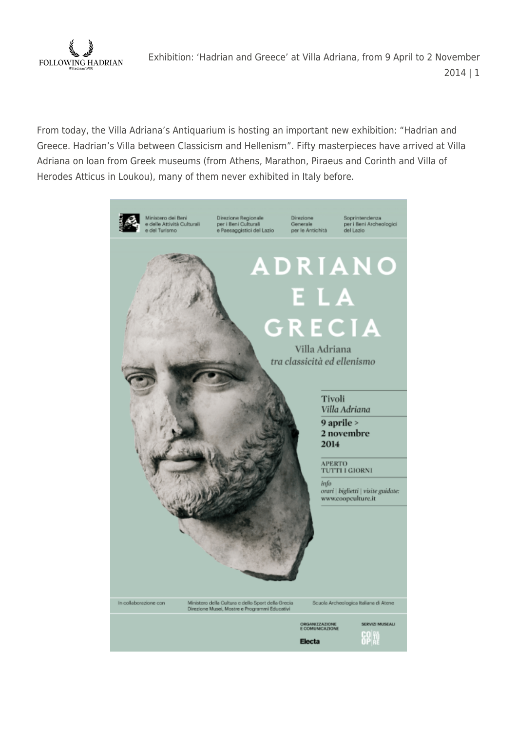From today, the Villa Adriana's Antiquarium is hosting an important new exhibition: "Hadrian and Greece. Hadrian's Villa between Classicism and Hellenism". Fifty masterpieces have arrived at Villa Adriana on loan from Greek museums (from Athens, Marathon, Piraeus and Corinth and Villa of Herodes Atticus in Loukou), many of them never exhibited in Italy before.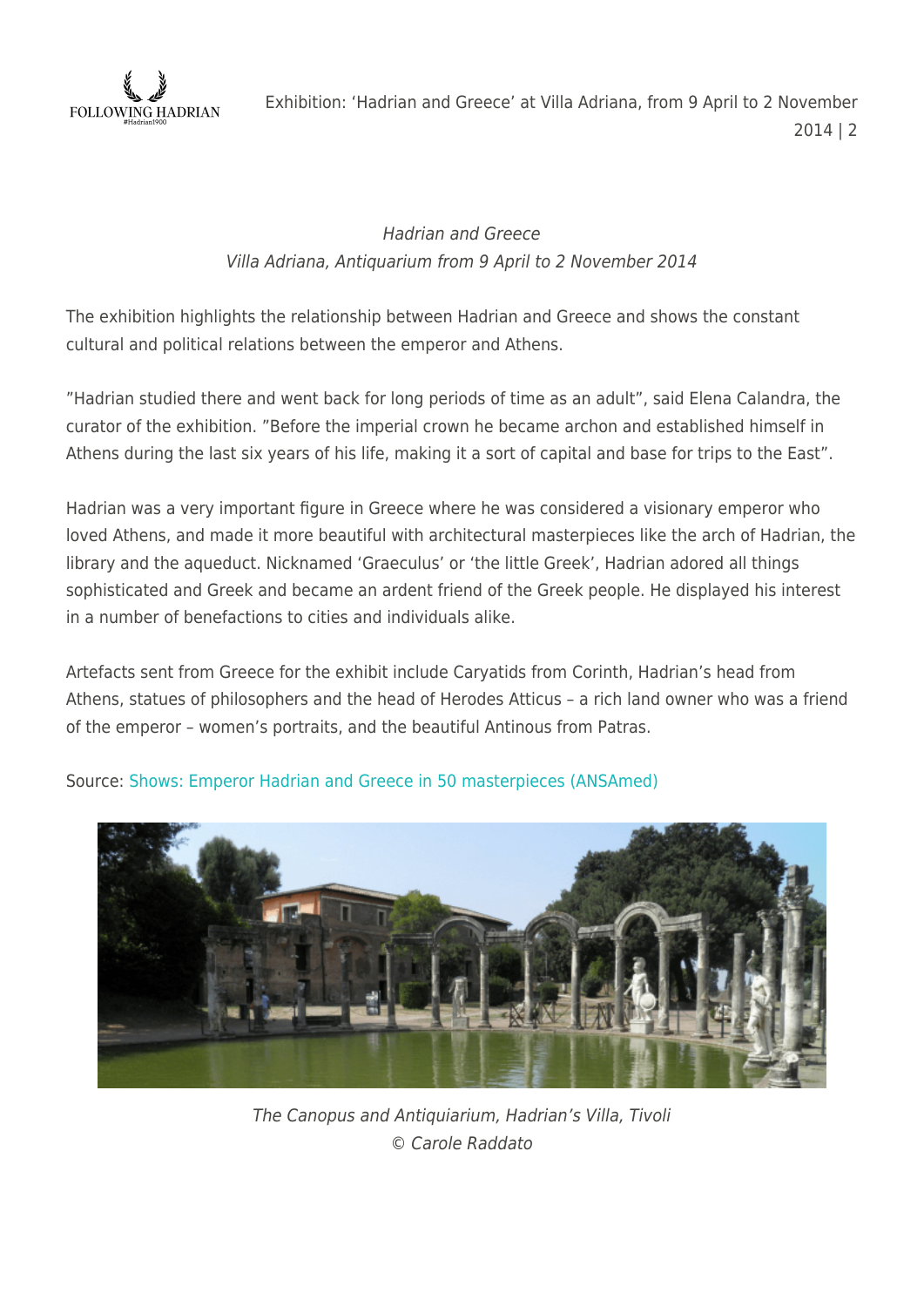*Hadrian and Greece*
*Villa Adriana, Antiquarium from 9 April to 2 November 2014*

The exhibition highlights the relationship between Hadrian and Greece and shows the constant cultural and political relations between the emperor and Athens.

"Hadrian studied there and went back for long periods of time as an adult", said Elena Calandra, the curator of the exhibition. "Before the imperial crown he became archon and established himself in Athens during the last six years of his life, making it a sort of capital and base for trips to the East".

Hadrian was a very important figure in Greece where he was considered a visionary emperor who loved Athens, and made it more beautiful with architectural masterpieces like the arch of Hadrian, the library and the aqueduct. Nicknamed 'Graeculus' or 'the little Greek', Hadrian adored all things sophisticated and Greek and became an ardent friend of the Greek people. He displayed his interest in a number of benefactions to cities and individuals alike.

Artefacts sent from Greece for the exhibit include Caryatids from Corinth, Hadrian's head from Athens, statues of philosophers and the head of Herodes Atticus – a rich land owner who was a friend of the emperor – women's portraits, and the beautiful Antinous from Patras.

Source: Shows: Emperor Hadrian and Greece in 50 masterpieces (ANSAmed)

*The Canopus and Antiquiarium, Hadrian's Villa, Tivoli*
*© Carole Raddato*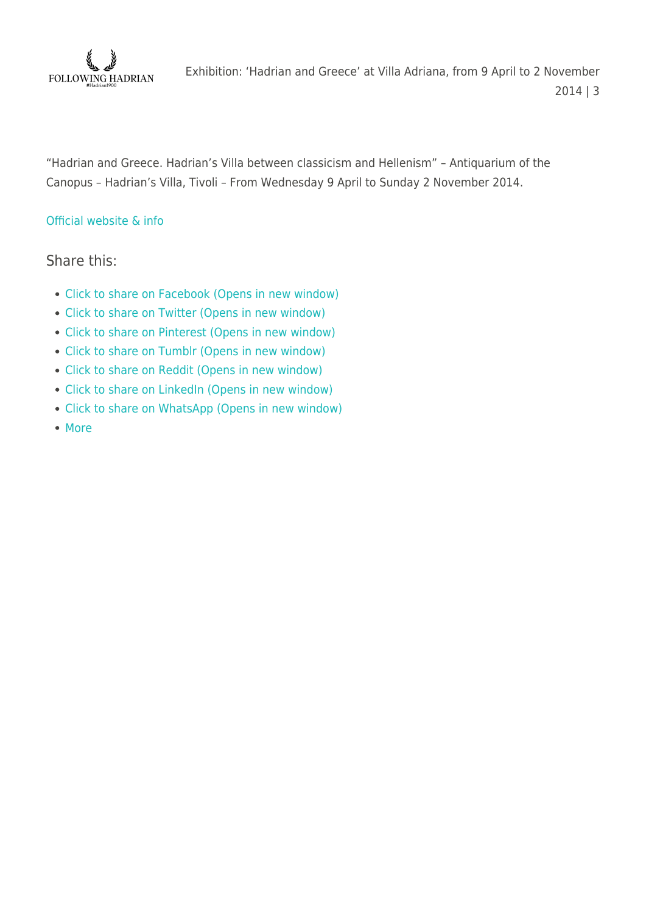"Hadrian and Greece. Hadrian's Villa between classicism and Hellenism" – Antiquarium of the Canopus – Hadrian's Villa, Tivoli – From Wednesday 9 April to Sunday 2 November 2014.

Official website & info

## Share this:

- Click to share on Facebook (Opens in new window)
- Click to share on Twitter (Opens in new window)
- Click to share on Pinterest (Opens in new window)
- Click to share on Tumblr (Opens in new window)
- Click to share on Reddit (Opens in new window)
- Click to share on LinkedIn (Opens in new window)
- Click to share on WhatsApp (Opens in new window)
- More